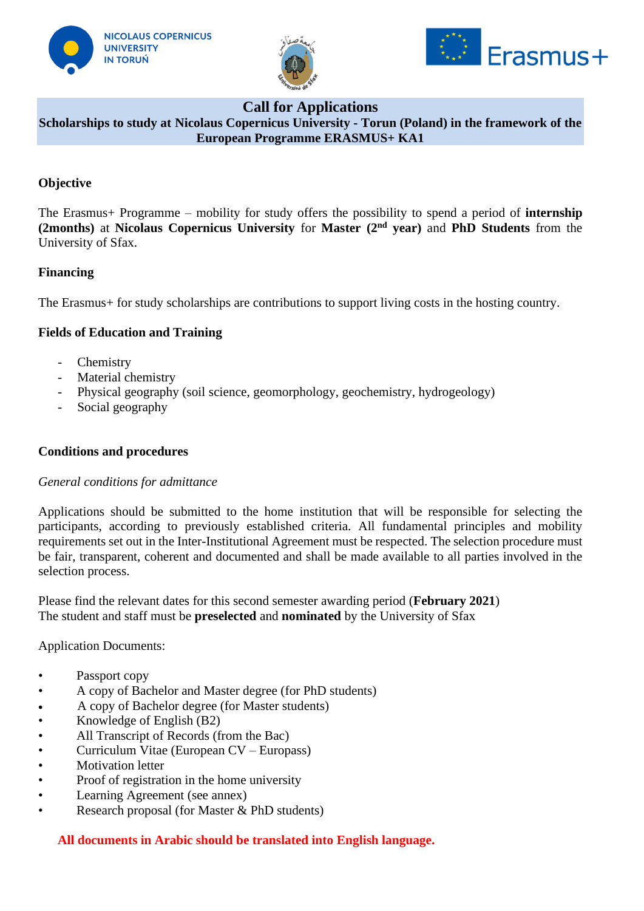# Call for Applications

**Scholarships to study at Nicolaus Copernicus University - Torun (Poland) in the framework of the European Programme ERASMUS+ KA1**

## Objective

The Erasmus+ Programme – mobility for study offers the possibility to spend a period of **internship (2months)** at **Nicolaus Copernicus University** for **Master (2nd year)** and **PhD Students** from the University of Sfax.

## Financing

The Erasmus+ for study scholarships are contributions to support living costs in the hosting country.

## Fields of Education and Training

- Chemistry
- Material chemistry
- Physical geography (soil science, geomorphology, geochemistry, hydrogeology)
- Social geography

## Conditions and procedures

*General conditions for admittance*

Applications should be submitted to the home institution that will be responsible for selecting the participants, according to previously established criteria. All fundamental principles and mobility requirements set out in the Inter-Institutional Agreement must be respected. The selection procedure must be fair, transparent, coherent and documented and shall be made available to all parties involved in the selection process.

Please find the relevant dates for this second semester awarding period (**February 2021**)
The student and staff must be **preselected** and **nominated** by the University of Sfax

Application Documents:

- Passport copy
- A copy of Bachelor and Master degree (for PhD students)
- A copy of Bachelor degree (for Master students)
- Knowledge of English (B2)
- All Transcript of Records (from the Bac)
- Curriculum Vitae (European CV – Europass)
- Motivation letter
- Proof of registration in the home university
- Learning Agreement (see annex)
- Research proposal (for Master & PhD students)

**All documents in Arabic should be translated into English language.**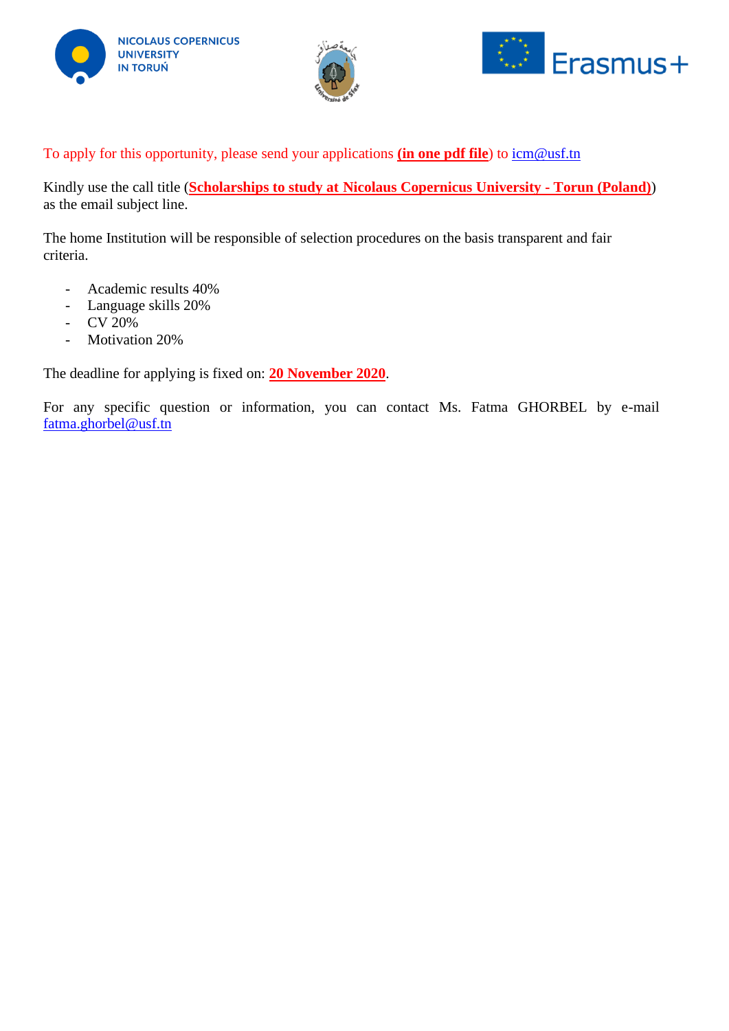To apply for this opportunity, please send your applications **(in one pdf file)** to icm@usf.tn

Kindly use the call title (**Scholarships to study at Nicolaus Copernicus University - Torun (Poland)**) as the email subject line.

The home Institution will be responsible of selection procedures on the basis transparent and fair criteria.

- Academic results 40%
- Language skills 20%
- CV 20%
- Motivation 20%

The deadline for applying is fixed on: **20 November 2020**.

For any specific question or information, you can contact Ms. Fatma GHORBEL by e-mail fatma.ghorbel@usf.tn